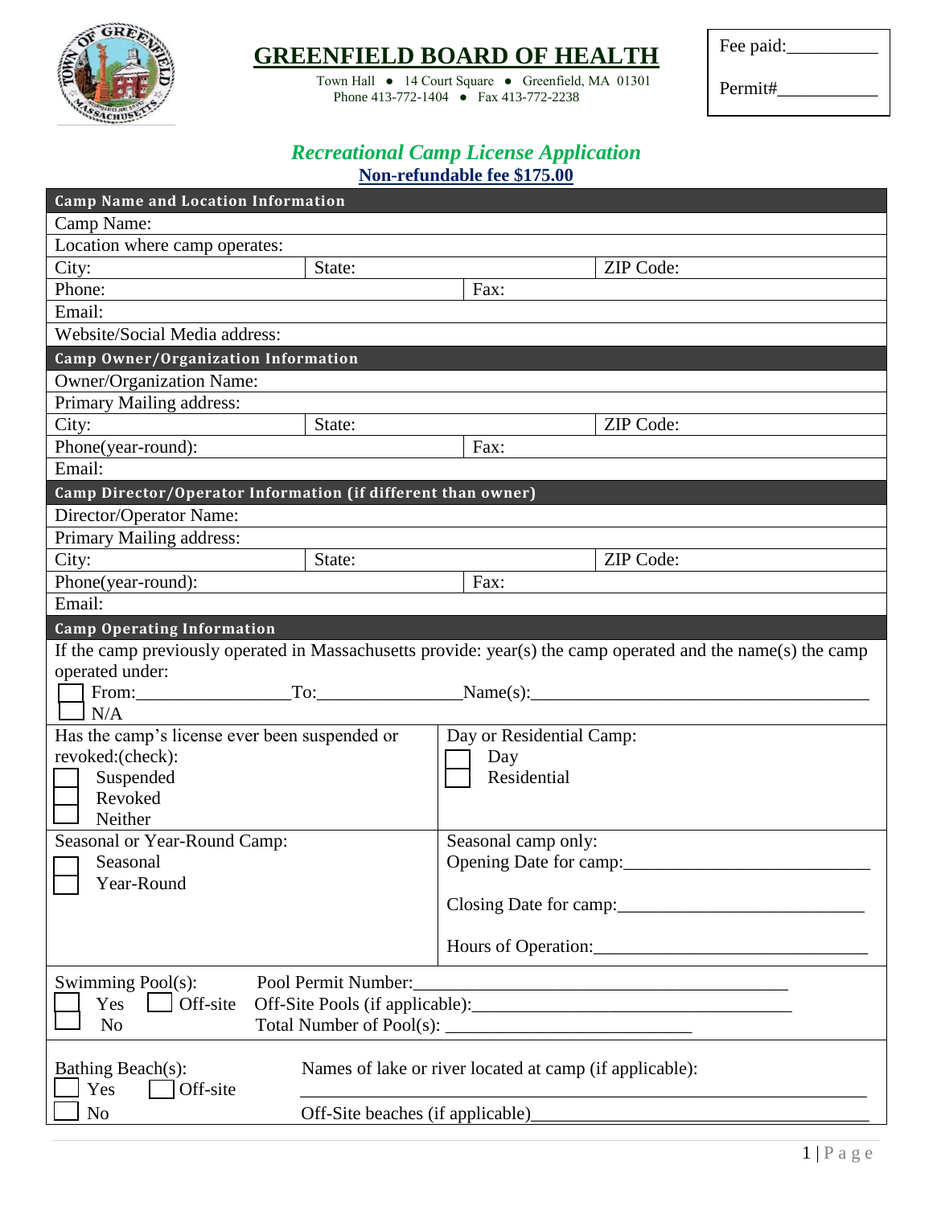# GREENFIELD BOARD OF HEALTH

Town Hall ● 14 Court Square ● Greenfield, MA 01301
Phone 413-772-1404 ● Fax 413-772-2238

Fee paid:__________

Permit#___________

## *Recreational Camp License Application*

**Non-refundable fee $175.00**

### Camp Name and Location Information

Camp Name:

Location where camp operates:

| City: | State: | ZIP Code: |
|---|---|---|

| Phone: | Fax: |
|---|---|

Email:

Website/Social Media address:

### Camp Owner/Organization Information

Owner/Organization Name:

Primary Mailing address:

| City: | State: | ZIP Code: |
|---|---|---|

| Phone(year-round): | Fax: |
|---|---|

Email:

### Camp Director/Operator Information (if different than owner)

Director/Operator Name:

Primary Mailing address:

| City: | State: | ZIP Code: |
|---|---|---|

| Phone(year-round): | Fax: |
|---|---|

Email:

### Camp Operating Information

If the camp previously operated in Massachusetts provide: year(s) the camp operated and the name(s) the camp operated under:

☐ From:________________To:_______________Name(s):____________________________________

☐ N/A

Has the camp's license ever been suspended or revoked:(check):

☐ Suspended
☐ Revoked
☐ Neither

Day or Residential Camp:

☐ Day
☐ Residential

Seasonal or Year-Round Camp:

☐ Seasonal
☐ Year-Round

Seasonal camp only:

Opening Date for camp:___________________________

Closing Date for camp:___________________________

Hours of Operation:______________________________

Swimming Pool(s):

☐ Yes ☐ Off-site
☐ No

Pool Permit Number:________________________________________

Off-Site Pools (if applicable):___________________________________

Total Number of Pool(s): __________________________

Bathing Beach(s):

☐ Yes ☐ Off-site
☐ No

Names of lake or river located at camp (if applicable):

_____________________________________________________________

Off-Site beaches (if applicable)___________________________________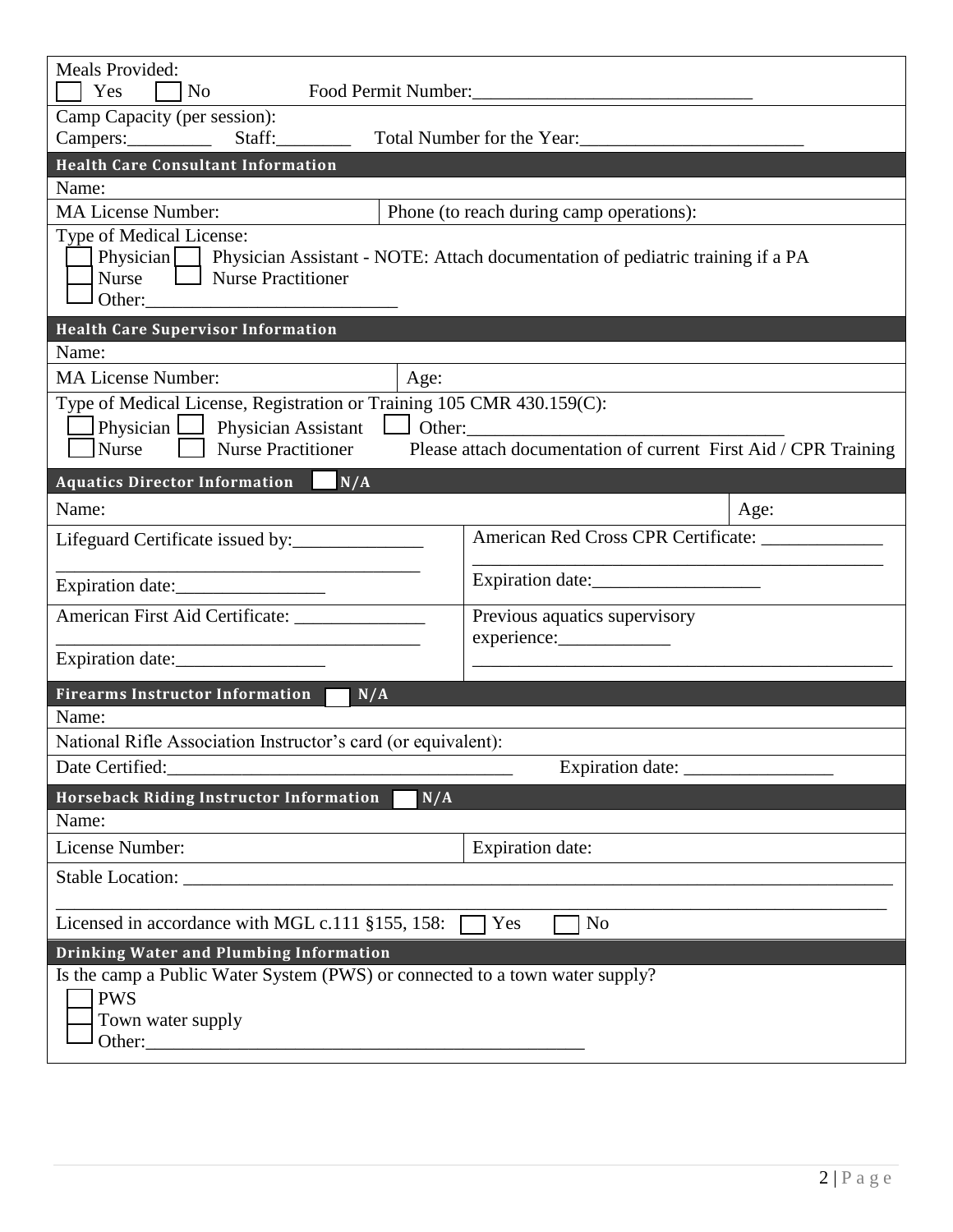Meals Provided:
☐ Yes ☐ No Food Permit Number:______________________________

Camp Capacity (per session):
Campers:_________ Staff:________ Total Number for the Year:________________________

## Health Care Consultant Information

Name:

| MA License Number: | Phone (to reach during camp operations): |
| --- | --- |

Type of Medical License:
☐ Physician ☐ Physician Assistant - NOTE: Attach documentation of pediatric training if a PA
☐ Nurse ☐ Nurse Practitioner
☐ Other:___________________________

## Health Care Supervisor Information

Name:

| MA License Number: | Age: |
| --- | --- |

Type of Medical License, Registration or Training 105 CMR 430.159(C):
☐ Physician ☐ Physician Assistant ☐ Other:__________________________________
☐ Nurse ☐ Nurse Practitioner Please attach documentation of current First Aid / CPR Training

## Aquatics Director Information ☐ N/A

| Name: | Age: |
| --- | --- |

| Lifeguard Certificate issued by:______________ ________________________________________ Expiration date:________________ | American Red Cross CPR Certificate: _____________ _____________________________________________ Expiration date:__________________ |
| --- | --- |
| American First Aid Certificate: ______________ ________________________________________ Expiration date:________________ | Previous aquatics supervisory experience:____________ _____________________________________________ |

## Firearms Instructor Information ☐ N/A

Name:

National Rifle Association Instructor's card (or equivalent):

Date Certified:_____________________________________ Expiration date: ________________

## Horseback Riding Instructor Information ☐ N/A

Name:

| License Number: | Expiration date: |
| --- | --- |

Stable Location: ______________________________________________________________________________
_____________________________________________________________________________________________

Licensed in accordance with MGL c.111 §155, 158: ☐ Yes ☐ No

## Drinking Water and Plumbing Information

Is the camp a Public Water System (PWS) or connected to a town water supply?
☐ PWS
☐ Town water supply
☐ Other:__________________________________________________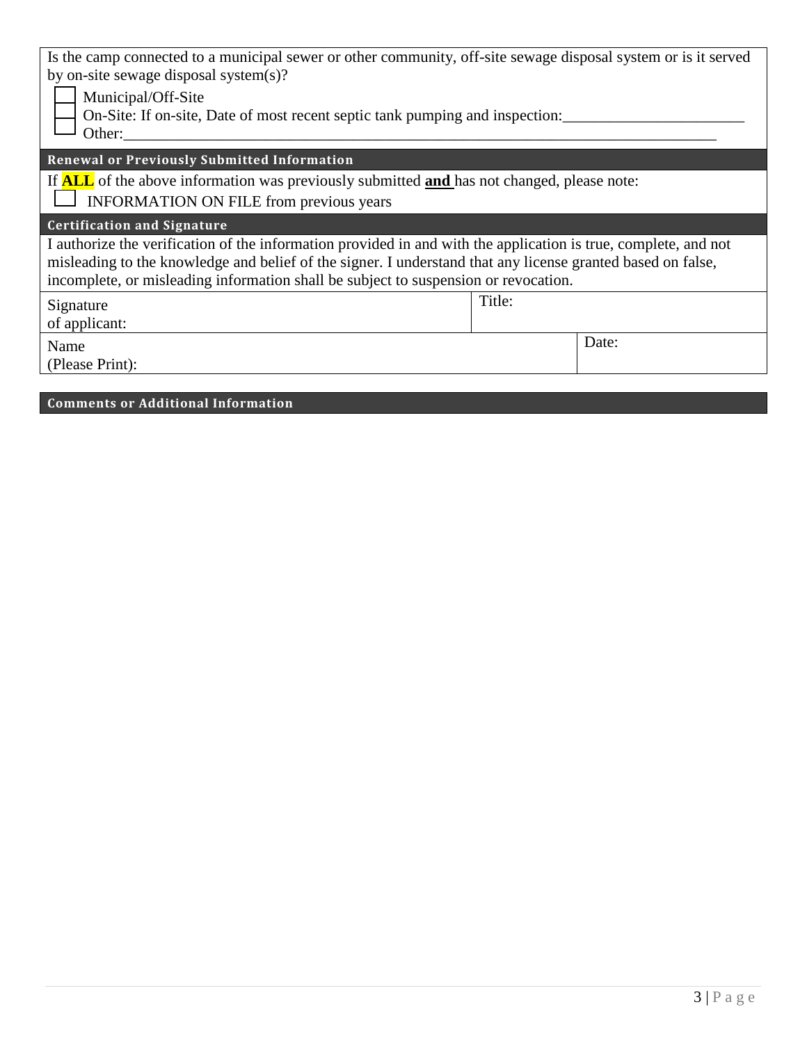Is the camp connected to a municipal sewer or other community, off-site sewage disposal system or is it served by on-site sewage disposal system(s)?

- ☐ Municipal/Off-Site
- ☐ On-Site: If on-site, Date of most recent septic tank pumping and inspection:_______________________
- ☐ Other:_______________________________________________________________________________

## Renewal or Previously Submitted Information

If **ALL** of the above information was previously submitted **and** has not changed, please note:

☐ INFORMATION ON FILE from previous years

## Certification and Signature

I authorize the verification of the information provided in and with the application is true, complete, and not misleading to the knowledge and belief of the signer. I understand that any license granted based on false, incomplete, or misleading information shall be subject to suspension or revocation.

| Signature of applicant: | Title: |
|---|---|
| Name (Please Print): | Date: |

## Comments or Additional Information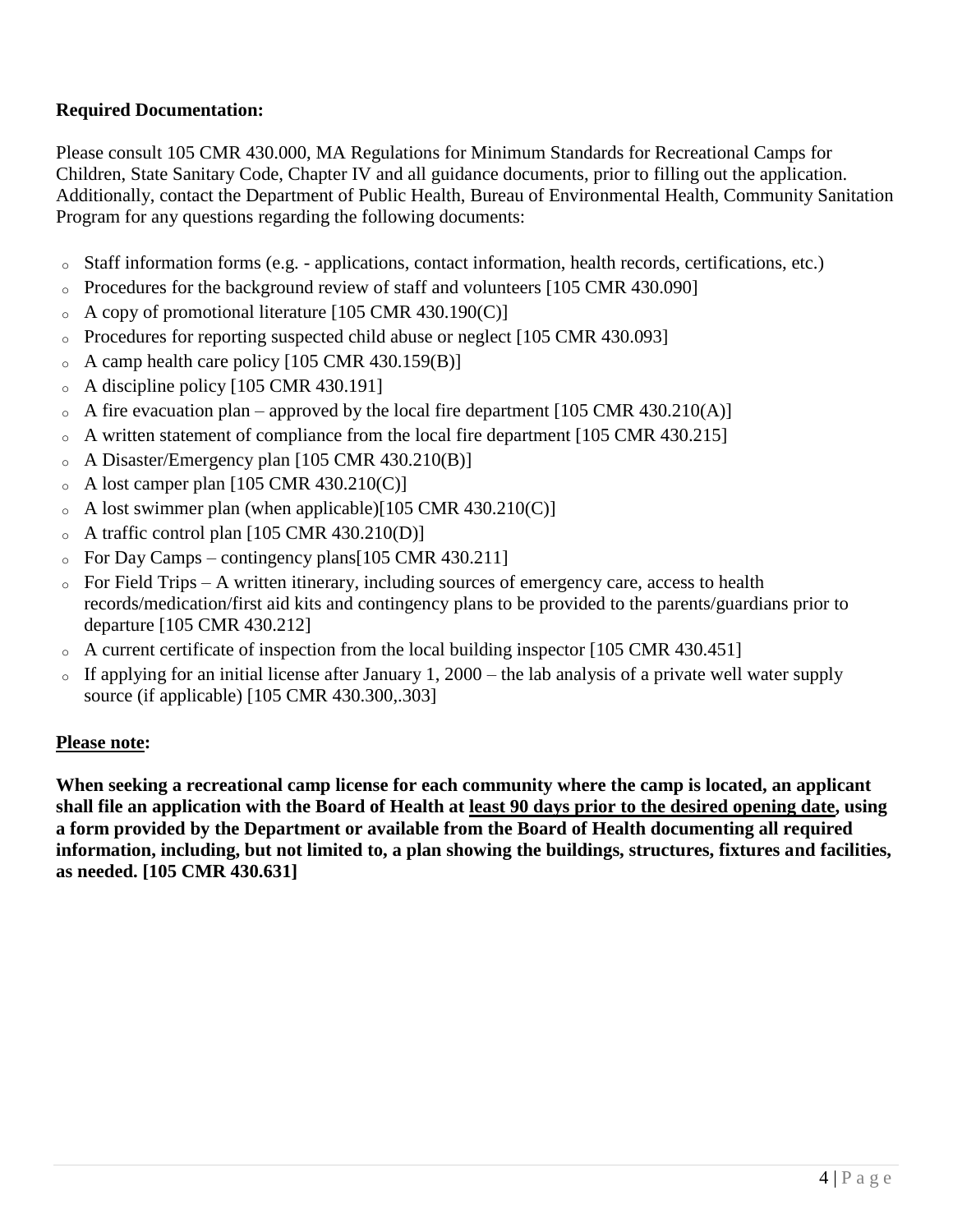**Required Documentation:**

Please consult 105 CMR 430.000, MA Regulations for Minimum Standards for Recreational Camps for Children, State Sanitary Code, Chapter IV and all guidance documents, prior to filling out the application. Additionally, contact the Department of Public Health, Bureau of Environmental Health, Community Sanitation Program for any questions regarding the following documents:

- Staff information forms (e.g. - applications, contact information, health records, certifications, etc.)
- Procedures for the background review of staff and volunteers [105 CMR 430.090]
- A copy of promotional literature [105 CMR 430.190(C)]
- Procedures for reporting suspected child abuse or neglect [105 CMR 430.093]
- A camp health care policy [105 CMR 430.159(B)]
- A discipline policy [105 CMR 430.191]
- A fire evacuation plan – approved by the local fire department [105 CMR 430.210(A)]
- A written statement of compliance from the local fire department [105 CMR 430.215]
- A Disaster/Emergency plan [105 CMR 430.210(B)]
- A lost camper plan [105 CMR 430.210(C)]
- A lost swimmer plan (when applicable)[105 CMR 430.210(C)]
- A traffic control plan [105 CMR 430.210(D)]
- For Day Camps – contingency plans[105 CMR 430.211]
- For Field Trips – A written itinerary, including sources of emergency care, access to health records/medication/first aid kits and contingency plans to be provided to the parents/guardians prior to departure [105 CMR 430.212]
- A current certificate of inspection from the local building inspector [105 CMR 430.451]
- If applying for an initial license after January 1, 2000 – the lab analysis of a private well water supply source (if applicable) [105 CMR 430.300,.303]

**Please note:**

**When seeking a recreational camp license for each community where the camp is located, an applicant shall file an application with the Board of Health at least 90 days prior to the desired opening date, using a form provided by the Department or available from the Board of Health documenting all required information, including, but not limited to, a plan showing the buildings, structures, fixtures and facilities, as needed. [105 CMR 430.631]**